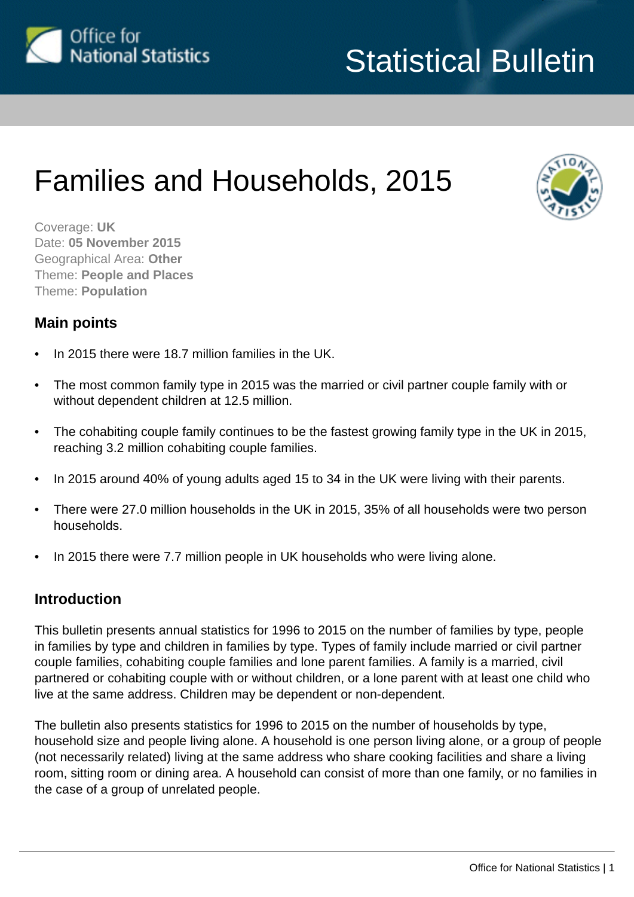# Families and Households, 2015

Coverage: **UK**
Date: **05 November 2015**
Geographical Area: **Other**
Theme: **People and Places**
Theme: **Population**

## Main points

- In 2015 there were 18.7 million families in the UK.
- The most common family type in 2015 was the married or civil partner couple family with or without dependent children at 12.5 million.
- The cohabiting couple family continues to be the fastest growing family type in the UK in 2015, reaching 3.2 million cohabiting couple families.
- In 2015 around 40% of young adults aged 15 to 34 in the UK were living with their parents.
- There were 27.0 million households in the UK in 2015, 35% of all households were two person households.
- In 2015 there were 7.7 million people in UK households who were living alone.

## Introduction

This bulletin presents annual statistics for 1996 to 2015 on the number of families by type, people in families by type and children in families by type. Types of family include married or civil partner couple families, cohabiting couple families and lone parent families. A family is a married, civil partnered or cohabiting couple with or without children, or a lone parent with at least one child who live at the same address. Children may be dependent or non-dependent.

The bulletin also presents statistics for 1996 to 2015 on the number of households by type, household size and people living alone. A household is one person living alone, or a group of people (not necessarily related) living at the same address who share cooking facilities and share a living room, sitting room or dining area. A household can consist of more than one family, or no families in the case of a group of unrelated people.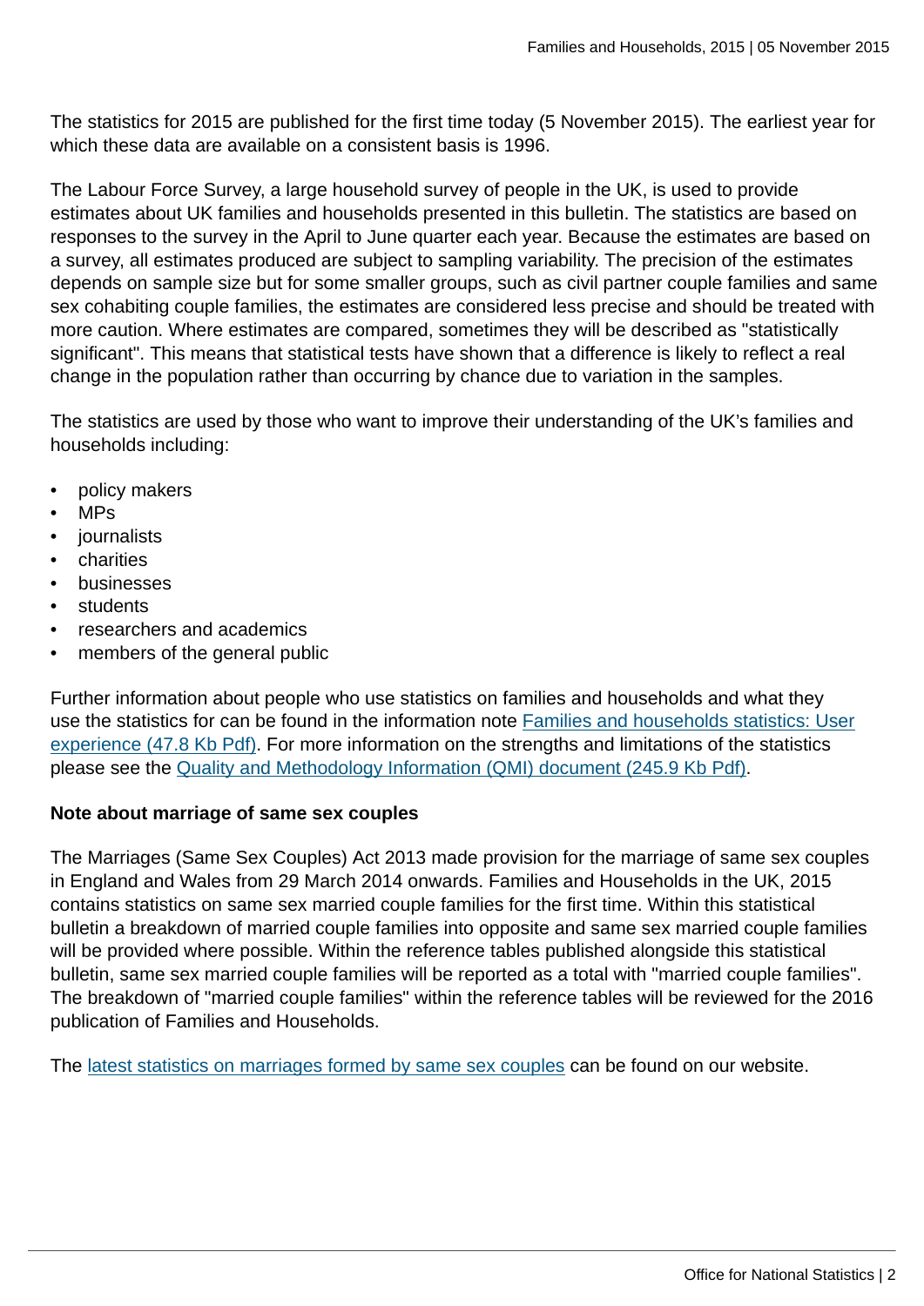The statistics for 2015 are published for the first time today (5 November 2015). The earliest year for which these data are available on a consistent basis is 1996.

The Labour Force Survey, a large household survey of people in the UK, is used to provide estimates about UK families and households presented in this bulletin. The statistics are based on responses to the survey in the April to June quarter each year. Because the estimates are based on a survey, all estimates produced are subject to sampling variability. The precision of the estimates depends on sample size but for some smaller groups, such as civil partner couple families and same sex cohabiting couple families, the estimates are considered less precise and should be treated with more caution. Where estimates are compared, sometimes they will be described as "statistically significant". This means that statistical tests have shown that a difference is likely to reflect a real change in the population rather than occurring by chance due to variation in the samples.

The statistics are used by those who want to improve their understanding of the UK's families and households including:

- policy makers
- MPs
- journalists
- charities
- businesses
- students
- researchers and academics
- members of the general public

Further information about people who use statistics on families and households and what they use the statistics for can be found in the information note Families and households statistics: User experience (47.8 Kb Pdf). For more information on the strengths and limitations of the statistics please see the Quality and Methodology Information (QMI) document (245.9 Kb Pdf).

**Note about marriage of same sex couples**

The Marriages (Same Sex Couples) Act 2013 made provision for the marriage of same sex couples in England and Wales from 29 March 2014 onwards. Families and Households in the UK, 2015 contains statistics on same sex married couple families for the first time. Within this statistical bulletin a breakdown of married couple families into opposite and same sex married couple families will be provided where possible. Within the reference tables published alongside this statistical bulletin, same sex married couple families will be reported as a total with "married couple families". The breakdown of "married couple families" within the reference tables will be reviewed for the 2016 publication of Families and Households.

The latest statistics on marriages formed by same sex couples can be found on our website.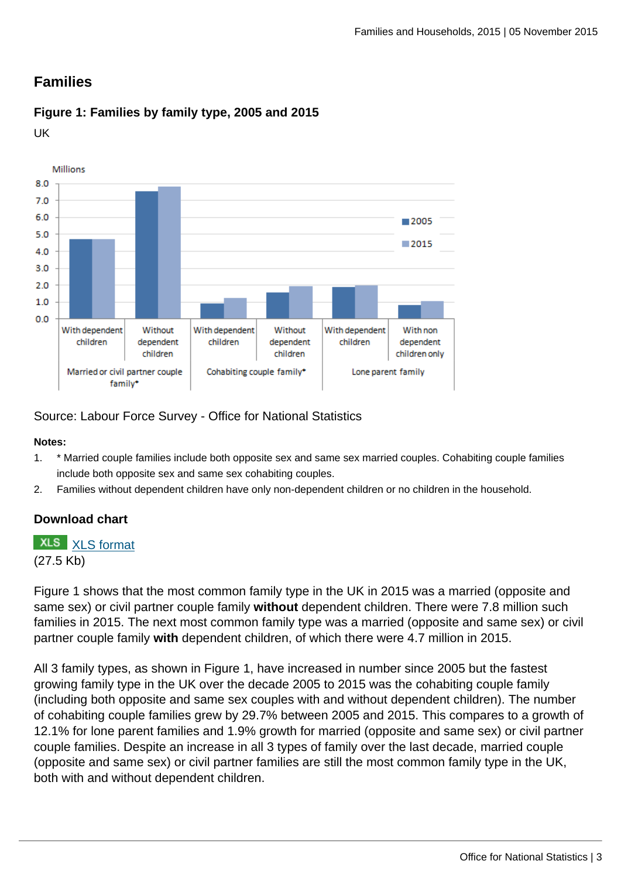## Families

### Figure 1: Families by family type, 2005 and 2015

UK

Source: Labour Force Survey - Office for National Statistics

**Notes:**

1. * Married couple families include both opposite sex and same sex married couples. Cohabiting couple families include both opposite sex and same sex cohabiting couples.
2. Families without dependent children have only non-dependent children or no children in the household.

**Download chart**

XLS XLS format
(27.5 Kb)

Figure 1 shows that the most common family type in the UK in 2015 was a married (opposite and same sex) or civil partner couple family **without** dependent children. There were 7.8 million such families in 2015. The next most common family type was a married (opposite and same sex) or civil partner couple family **with** dependent children, of which there were 4.7 million in 2015.

All 3 family types, as shown in Figure 1, have increased in number since 2005 but the fastest growing family type in the UK over the decade 2005 to 2015 was the cohabiting couple family (including both opposite and same sex couples with and without dependent children). The number of cohabiting couple families grew by 29.7% between 2005 and 2015. This compares to a growth of 12.1% for lone parent families and 1.9% growth for married (opposite and same sex) or civil partner couple families. Despite an increase in all 3 types of family over the last decade, married couple (opposite and same sex) or civil partner families are still the most common family type in the UK, both with and without dependent children.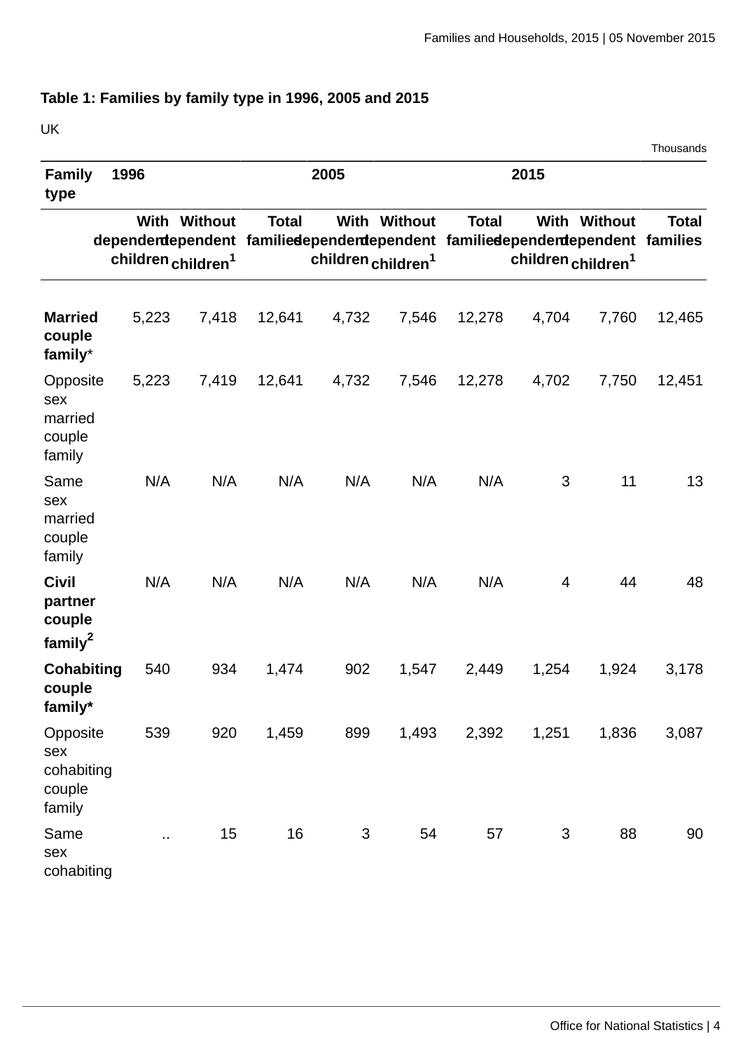**Table 1: Families by family type in 1996, 2005 and 2015**

UK

Thousands

| Family type | 1996 | | | 2005 | | | 2015 | | |
|---|---|---|---|---|---|---|---|---|---|
| | With dependent children | Without dependent children[1] | Total families | With dependent children | Without dependent children[1] | Total families | With dependent children | Without dependent children[1] | Total families |
| **Married couple family*** | 5,223 | 7,418 | 12,641 | 4,732 | 7,546 | 12,278 | 4,704 | 7,760 | 12,465 |
| Opposite sex married couple family | 5,223 | 7,419 | 12,641 | 4,732 | 7,546 | 12,278 | 4,702 | 7,750 | 12,451 |
| Same sex married couple family | N/A | N/A | N/A | N/A | N/A | N/A | 3 | 11 | 13 |
| **Civil partner couple family[2]** | N/A | N/A | N/A | N/A | N/A | N/A | 4 | 44 | 48 |
| **Cohabiting couple family*** | 540 | 934 | 1,474 | 902 | 1,547 | 2,449 | 1,254 | 1,924 | 3,178 |
| Opposite sex cohabiting couple family | 539 | 920 | 1,459 | 899 | 1,493 | 2,392 | 1,251 | 1,836 | 3,087 |
| Same sex cohabiting | .. | 15 | 16 | 3 | 54 | 57 | 3 | 88 | 90 |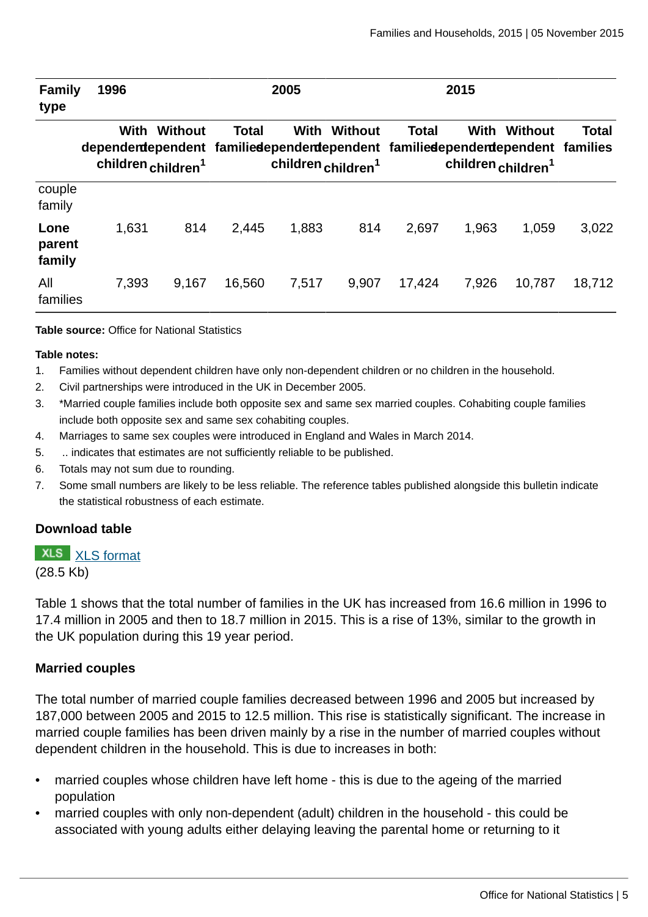| Family type | 1996 | | | 2005 | | | 2015 | | |
|---|---|---|---|---|---|---|---|---|---|
| | With dependent children | Without dependent children[1] | Total families | With dependent children | Without dependent children[1] | Total families | With dependent children | Without dependent children[1] | Total families |
| couple family | | | | | | | | | |
| **Lone parent family** | 1,631 | 814 | 2,445 | 1,883 | 814 | 2,697 | 1,963 | 1,059 | 3,022 |
| All families | 7,393 | 9,167 | 16,560 | 7,517 | 9,907 | 17,424 | 7,926 | 10,787 | 18,712 |

**Table source:** Office for National Statistics

**Table notes:**

1. Families without dependent children have only non-dependent children or no children in the household.
2. Civil partnerships were introduced in the UK in December 2005.
3. *Married couple families include both opposite sex and same sex married couples. Cohabiting couple families include both opposite sex and same sex cohabiting couples.
4. Marriages to same sex couples were introduced in England and Wales in March 2014.
5. .. indicates that estimates are not sufficiently reliable to be published.
6. Totals may not sum due to rounding.
7. Some small numbers are likely to be less reliable. The reference tables published alongside this bulletin indicate the statistical robustness of each estimate.

### Download table

XLS [XLS format](#)
(28.5 Kb)

Table 1 shows that the total number of families in the UK has increased from 16.6 million in 1996 to 17.4 million in 2005 and then to 18.7 million in 2015. This is a rise of 13%, similar to the growth in the UK population during this 19 year period.

### Married couples

The total number of married couple families decreased between 1996 and 2005 but increased by 187,000 between 2005 and 2015 to 12.5 million. This rise is statistically significant. The increase in married couple families has been driven mainly by a rise in the number of married couples without dependent children in the household. This is due to increases in both:

- married couples whose children have left home - this is due to the ageing of the married population
- married couples with only non-dependent (adult) children in the household - this could be associated with young adults either delaying leaving the parental home or returning to it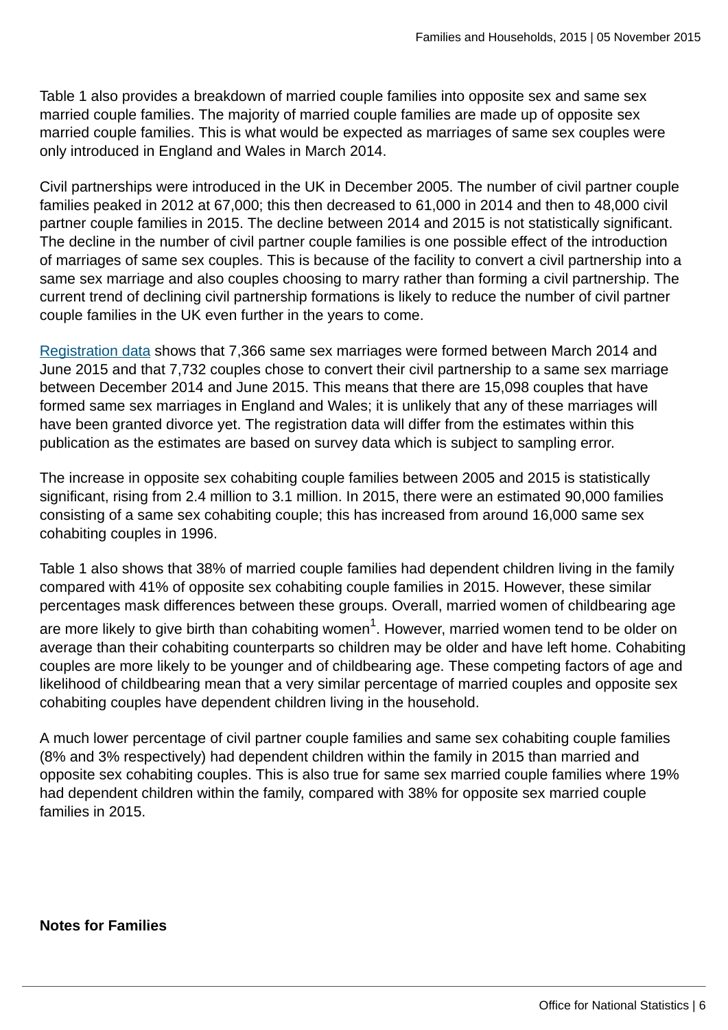Table 1 also provides a breakdown of married couple families into opposite sex and same sex married couple families. The majority of married couple families are made up of opposite sex married couple families. This is what would be expected as marriages of same sex couples were only introduced in England and Wales in March 2014.

Civil partnerships were introduced in the UK in December 2005. The number of civil partner couple families peaked in 2012 at 67,000; this then decreased to 61,000 in 2014 and then to 48,000 civil partner couple families in 2015. The decline between 2014 and 2015 is not statistically significant. The decline in the number of civil partner couple families is one possible effect of the introduction of marriages of same sex couples. This is because of the facility to convert a civil partnership into a same sex marriage and also couples choosing to marry rather than forming a civil partnership. The current trend of declining civil partnership formations is likely to reduce the number of civil partner couple families in the UK even further in the years to come.

Registration data shows that 7,366 same sex marriages were formed between March 2014 and June 2015 and that 7,732 couples chose to convert their civil partnership to a same sex marriage between December 2014 and June 2015. This means that there are 15,098 couples that have formed same sex marriages in England and Wales; it is unlikely that any of these marriages will have been granted divorce yet. The registration data will differ from the estimates within this publication as the estimates are based on survey data which is subject to sampling error.

The increase in opposite sex cohabiting couple families between 2005 and 2015 is statistically significant, rising from 2.4 million to 3.1 million. In 2015, there were an estimated 90,000 families consisting of a same sex cohabiting couple; this has increased from around 16,000 same sex cohabiting couples in 1996.

Table 1 also shows that 38% of married couple families had dependent children living in the family compared with 41% of opposite sex cohabiting couple families in 2015. However, these similar percentages mask differences between these groups. Overall, married women of childbearing age are more likely to give birth than cohabiting women[1]. However, married women tend to be older on average than their cohabiting counterparts so children may be older and have left home. Cohabiting couples are more likely to be younger and of childbearing age. These competing factors of age and likelihood of childbearing mean that a very similar percentage of married couples and opposite sex cohabiting couples have dependent children living in the household.

A much lower percentage of civil partner couple families and same sex cohabiting couple families (8% and 3% respectively) had dependent children within the family in 2015 than married and opposite sex cohabiting couples. This is also true for same sex married couple families where 19% had dependent children within the family, compared with 38% for opposite sex married couple families in 2015.

**Notes for Families**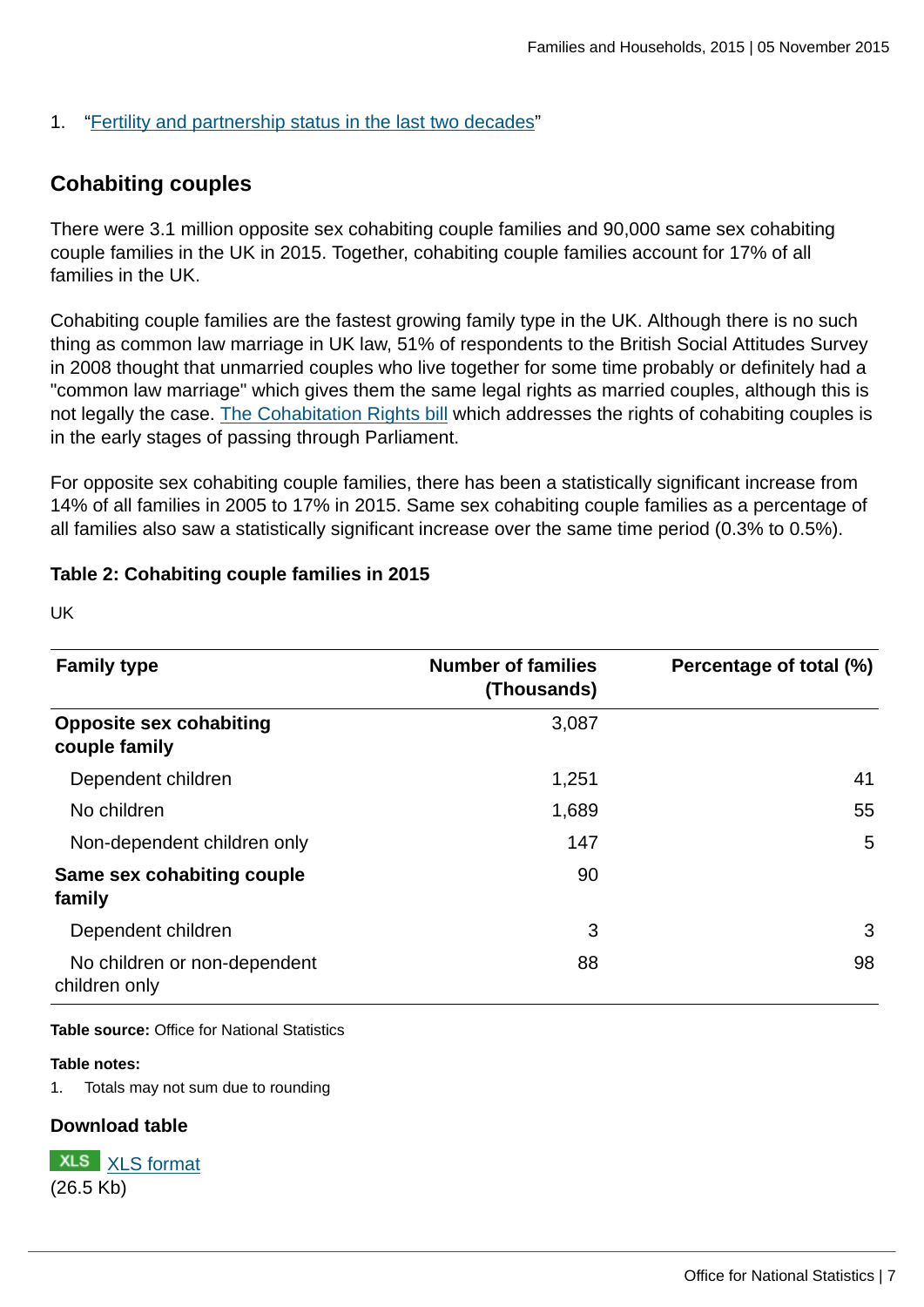1. "Fertility and partnership status in the last two decades"

## Cohabiting couples

There were 3.1 million opposite sex cohabiting couple families and 90,000 same sex cohabiting couple families in the UK in 2015. Together, cohabiting couple families account for 17% of all families in the UK.

Cohabiting couple families are the fastest growing family type in the UK. Although there is no such thing as common law marriage in UK law, 51% of respondents to the British Social Attitudes Survey in 2008 thought that unmarried couples who live together for some time probably or definitely had a "common law marriage" which gives them the same legal rights as married couples, although this is not legally the case. The Cohabitation Rights bill which addresses the rights of cohabiting couples is in the early stages of passing through Parliament.

For opposite sex cohabiting couple families, there has been a statistically significant increase from 14% of all families in 2005 to 17% in 2015. Same sex cohabiting couple families as a percentage of all families also saw a statistically significant increase over the same time period (0.3% to 0.5%).

### Table 2: Cohabiting couple families in 2015

UK

| Family type | Number of families (Thousands) | Percentage of total (%) |
|---|---|---|
| **Opposite sex cohabiting couple family** | 3,087 | |
| Dependent children | 1,251 | 41 |
| No children | 1,689 | 55 |
| Non-dependent children only | 147 | 5 |
| **Same sex cohabiting couple family** | 90 | |
| Dependent children | 3 | 3 |
| No children or non-dependent children only | 88 | 98 |

**Table source:** Office for National Statistics

**Table notes:**

1. Totals may not sum due to rounding

**Download table**

XLS XLS format
(26.5 Kb)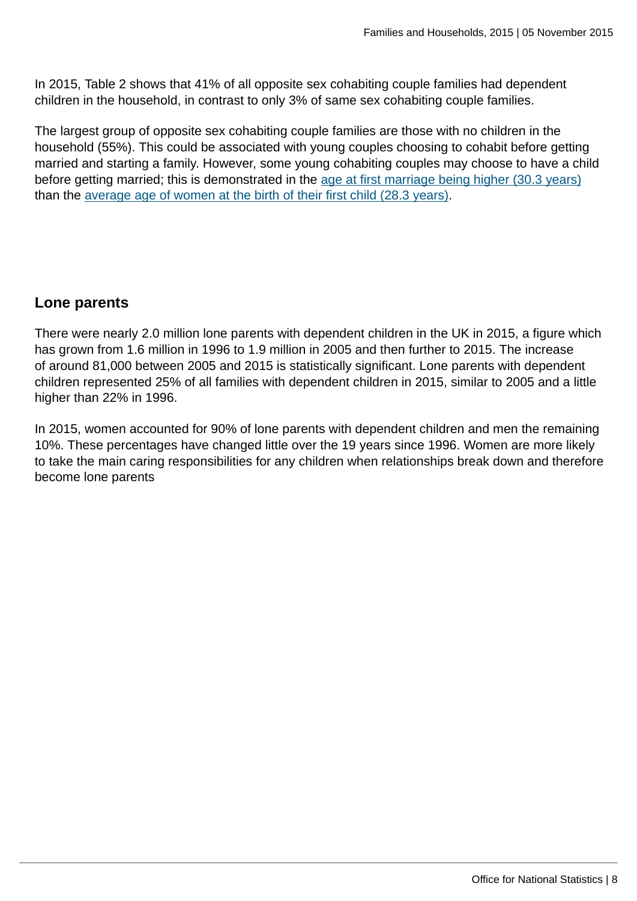In 2015, Table 2 shows that 41% of all opposite sex cohabiting couple families had dependent children in the household, in contrast to only 3% of same sex cohabiting couple families.

The largest group of opposite sex cohabiting couple families are those with no children in the household (55%). This could be associated with young couples choosing to cohabit before getting married and starting a family. However, some young cohabiting couples may choose to have a child before getting married; this is demonstrated in the age at first marriage being higher (30.3 years) than the average age of women at the birth of their first child (28.3 years).

## Lone parents

There were nearly 2.0 million lone parents with dependent children in the UK in 2015, a figure which has grown from 1.6 million in 1996 to 1.9 million in 2005 and then further to 2015. The increase of around 81,000 between 2005 and 2015 is statistically significant. Lone parents with dependent children represented 25% of all families with dependent children in 2015, similar to 2005 and a little higher than 22% in 1996.

In 2015, women accounted for 90% of lone parents with dependent children and men the remaining 10%. These percentages have changed little over the 19 years since 1996. Women are more likely to take the main caring responsibilities for any children when relationships break down and therefore become lone parents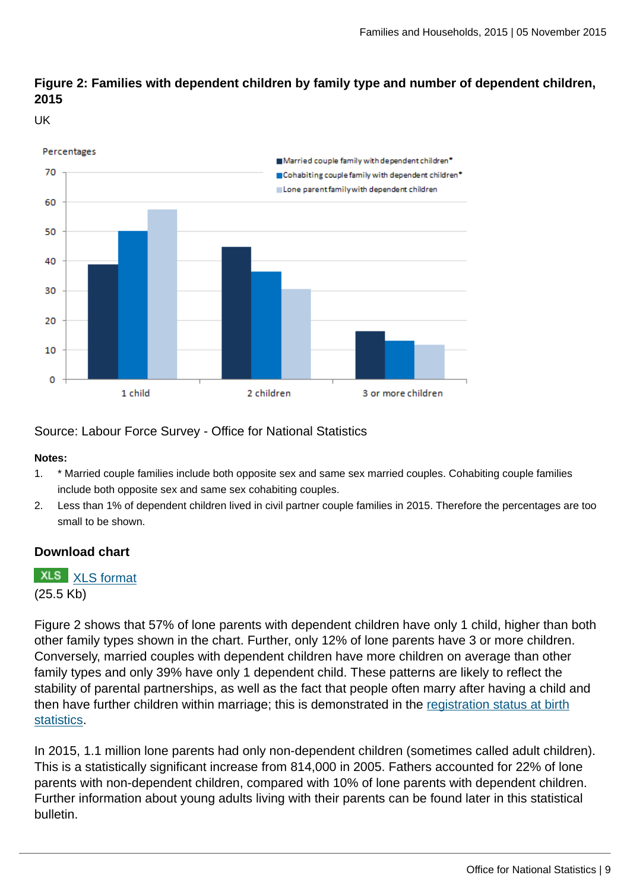### Figure 2: Families with dependent children by family type and number of dependent children, 2015

UK

Source: Labour Force Survey - Office for National Statistics

**Notes:**

1. * Married couple families include both opposite sex and same sex married couples. Cohabiting couple families include both opposite sex and same sex cohabiting couples.
2. Less than 1% of dependent children lived in civil partner couple families in 2015. Therefore the percentages are too small to be shown.

### Download chart

XLS XLS format
(25.5 Kb)

Figure 2 shows that 57% of lone parents with dependent children have only 1 child, higher than both other family types shown in the chart. Further, only 12% of lone parents have 3 or more children. Conversely, married couples with dependent children have more children on average than other family types and only 39% have only 1 dependent child. These patterns are likely to reflect the stability of parental partnerships, as well as the fact that people often marry after having a child and then have further children within marriage; this is demonstrated in the registration status at birth statistics.

In 2015, 1.1 million lone parents had only non-dependent children (sometimes called adult children). This is a statistically significant increase from 814,000 in 2005. Fathers accounted for 22% of lone parents with non-dependent children, compared with 10% of lone parents with dependent children. Further information about young adults living with their parents can be found later in this statistical bulletin.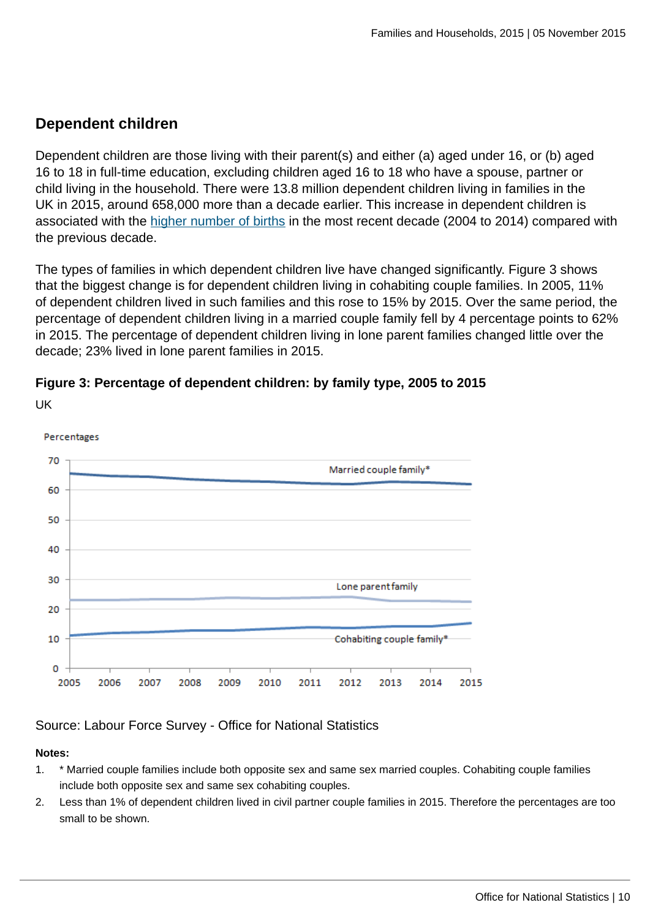## Dependent children

Dependent children are those living with their parent(s) and either (a) aged under 16, or (b) aged 16 to 18 in full-time education, excluding children aged 16 to 18 who have a spouse, partner or child living in the household. There were 13.8 million dependent children living in families in the UK in 2015, around 658,000 more than a decade earlier. This increase in dependent children is associated with the higher number of births in the most recent decade (2004 to 2014) compared with the previous decade.

The types of families in which dependent children live have changed significantly. Figure 3 shows that the biggest change is for dependent children living in cohabiting couple families. In 2005, 11% of dependent children lived in such families and this rose to 15% by 2015. Over the same period, the percentage of dependent children living in a married couple family fell by 4 percentage points to 62% in 2015. The percentage of dependent children living in lone parent families changed little over the decade; 23% lived in lone parent families in 2015.

**Figure 3: Percentage of dependent children: by family type, 2005 to 2015**

UK

Source: Labour Force Survey - Office for National Statistics

**Notes:**

1. * Married couple families include both opposite sex and same sex married couples. Cohabiting couple families include both opposite sex and same sex cohabiting couples.
2. Less than 1% of dependent children lived in civil partner couple families in 2015. Therefore the percentages are too small to be shown.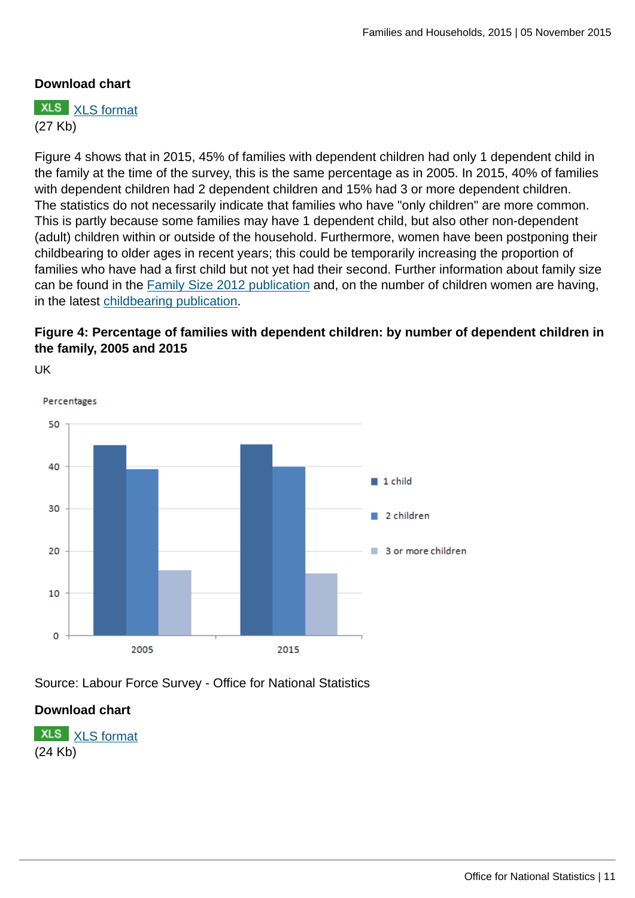**Download chart**

XLS [XLS format](#)
(27 Kb)

Figure 4 shows that in 2015, 45% of families with dependent children had only 1 dependent child in the family at the time of the survey, this is the same percentage as in 2005. In 2015, 40% of families with dependent children had 2 dependent children and 15% had 3 or more dependent children. The statistics do not necessarily indicate that families who have "only children" are more common. This is partly because some families may have 1 dependent child, but also other non-dependent (adult) children within or outside of the household. Furthermore, women have been postponing their childbearing to older ages in recent years; this could be temporarily increasing the proportion of families who have had a first child but not yet had their second. Further information about family size can be found in the Family Size 2012 publication and, on the number of children women are having, in the latest childbearing publication.

### Figure 4: Percentage of families with dependent children: by number of dependent children in the family, 2005 and 2015

UK

Source: Labour Force Survey - Office for National Statistics

**Download chart**

XLS [XLS format](#)
(24 Kb)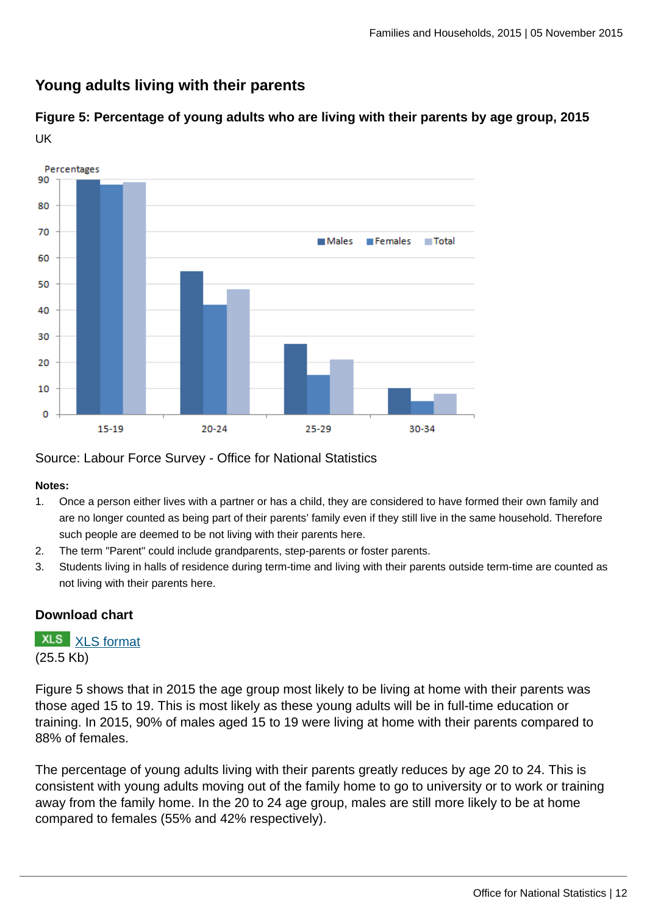## Young adults living with their parents

### Figure 5: Percentage of young adults who are living with their parents by age group, 2015

UK

Source: Labour Force Survey - Office for National Statistics

**Notes:**

1. Once a person either lives with a partner or has a child, they are considered to have formed their own family and are no longer counted as being part of their parents' family even if they still live in the same household. Therefore such people are deemed to be not living with their parents here.
2. The term "Parent" could include grandparents, step-parents or foster parents.
3. Students living in halls of residence during term-time and living with their parents outside term-time are counted as not living with their parents here.

#### Download chart

XLS [XLS format](#)
(25.5 Kb)

Figure 5 shows that in 2015 the age group most likely to be living at home with their parents was those aged 15 to 19. This is most likely as these young adults will be in full-time education or training. In 2015, 90% of males aged 15 to 19 were living at home with their parents compared to 88% of females.

The percentage of young adults living with their parents greatly reduces by age 20 to 24. This is consistent with young adults moving out of the family home to go to university or to work or training away from the family home. In the 20 to 24 age group, males are still more likely to be at home compared to females (55% and 42% respectively).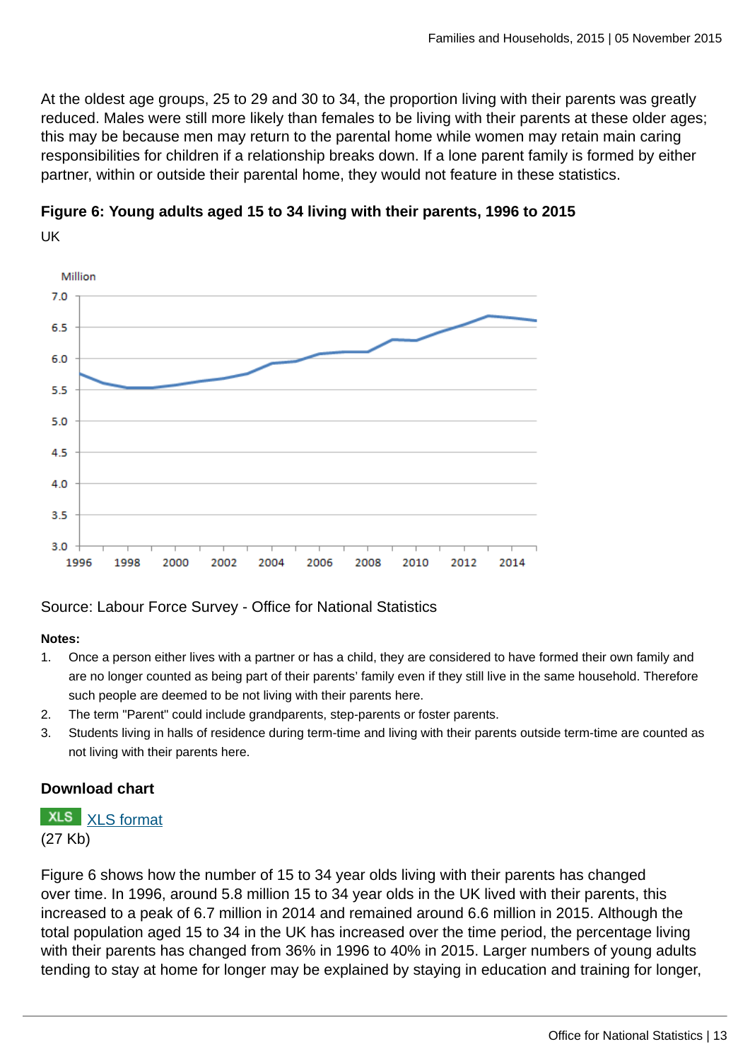At the oldest age groups, 25 to 29 and 30 to 34, the proportion living with their parents was greatly reduced. Males were still more likely than females to be living with their parents at these older ages; this may be because men may return to the parental home while women may retain main caring responsibilities for children if a relationship breaks down. If a lone parent family is formed by either partner, within or outside their parental home, they would not feature in these statistics.

### Figure 6: Young adults aged 15 to 34 living with their parents, 1996 to 2015

UK

Source: Labour Force Survey - Office for National Statistics

**Notes:**

1. Once a person either lives with a partner or has a child, they are considered to have formed their own family and are no longer counted as being part of their parents' family even if they still live in the same household. Therefore such people are deemed to be not living with their parents here.
2. The term "Parent" could include grandparents, step-parents or foster parents.
3. Students living in halls of residence during term-time and living with their parents outside term-time are counted as not living with their parents here.

**Download chart**

XLS XLS format
(27 Kb)

Figure 6 shows how the number of 15 to 34 year olds living with their parents has changed over time. In 1996, around 5.8 million 15 to 34 year olds in the UK lived with their parents, this increased to a peak of 6.7 million in 2014 and remained around 6.6 million in 2015. Although the total population aged 15 to 34 in the UK has increased over the time period, the percentage living with their parents has changed from 36% in 1996 to 40% in 2015. Larger numbers of young adults tending to stay at home for longer may be explained by staying in education and training for longer,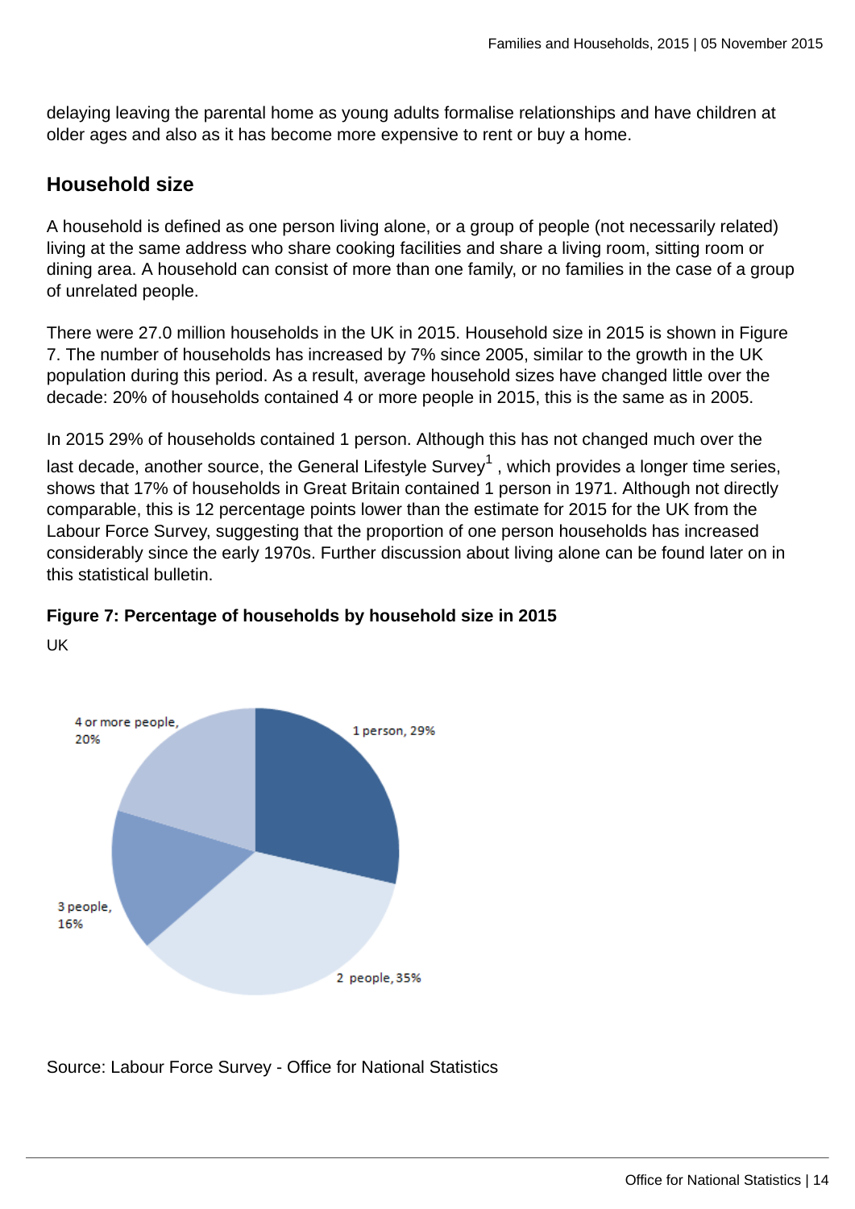delaying leaving the parental home as young adults formalise relationships and have children at older ages and also as it has become more expensive to rent or buy a home.

## Household size

A household is defined as one person living alone, or a group of people (not necessarily related) living at the same address who share cooking facilities and share a living room, sitting room or dining area. A household can consist of more than one family, or no families in the case of a group of unrelated people.

There were 27.0 million households in the UK in 2015. Household size in 2015 is shown in Figure 7. The number of households has increased by 7% since 2005, similar to the growth in the UK population during this period. As a result, average household sizes have changed little over the decade: 20% of households contained 4 or more people in 2015, this is the same as in 2005.

In 2015 29% of households contained 1 person. Although this has not changed much over the last decade, another source, the General Lifestyle Survey[1] , which provides a longer time series, shows that 17% of households in Great Britain contained 1 person in 1971. Although not directly comparable, this is 12 percentage points lower than the estimate for 2015 for the UK from the Labour Force Survey, suggesting that the proportion of one person households has increased considerably since the early 1970s. Further discussion about living alone can be found later on in this statistical bulletin.

**Figure 7: Percentage of households by household size in 2015**

UK

| Household size | Percentage |
|---|---|
| 1 person | 29% |
| 2 people | 35% |
| 3 people | 16% |
| 4 or more people | 20% |

Source: Labour Force Survey - Office for National Statistics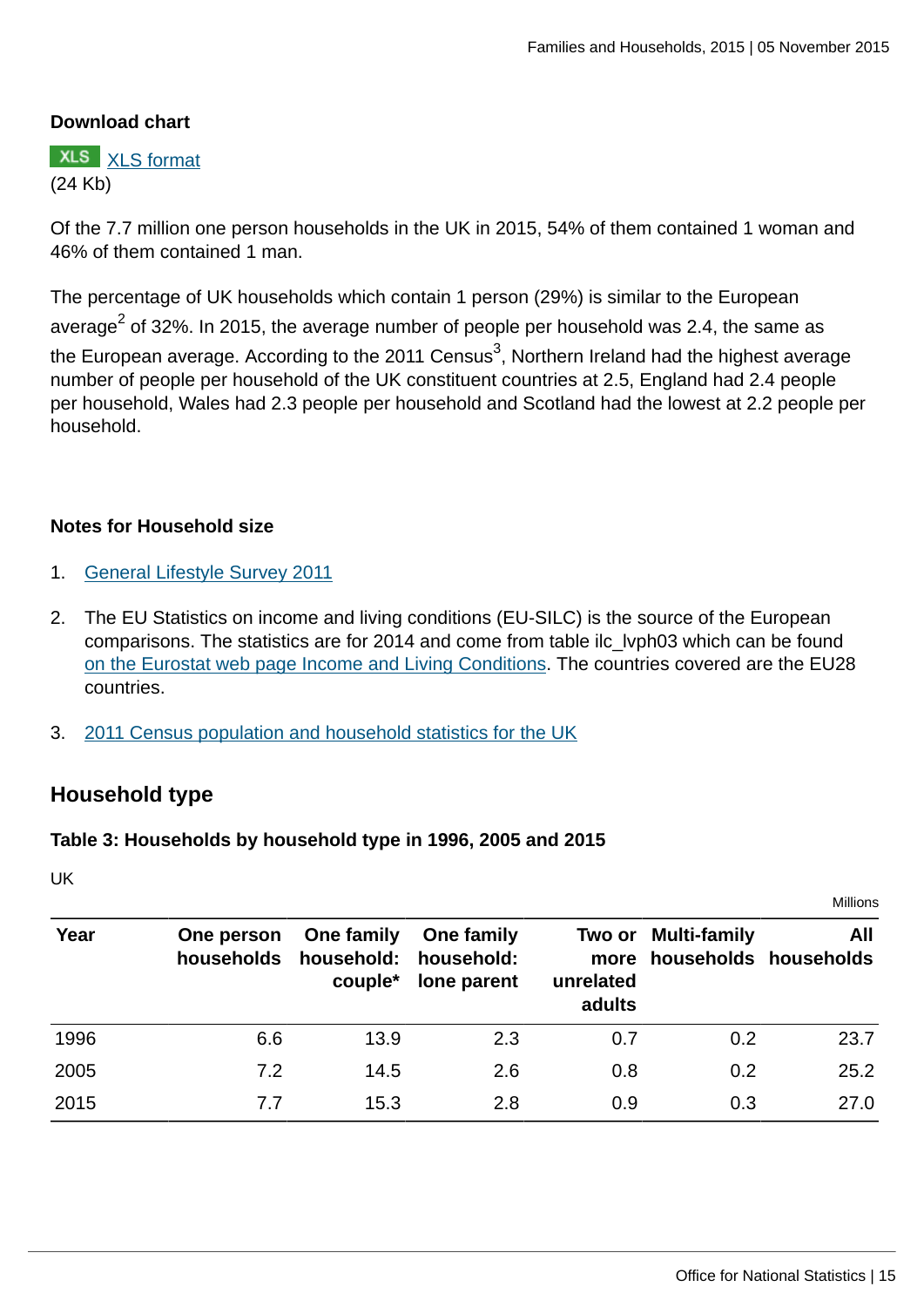**Download chart**

XLS [XLS format](#)
(24 Kb)

Of the 7.7 million one person households in the UK in 2015, 54% of them contained 1 woman and 46% of them contained 1 man.

The percentage of UK households which contain 1 person (29%) is similar to the European average[2] of 32%. In 2015, the average number of people per household was 2.4, the same as the European average. According to the 2011 Census[3], Northern Ireland had the highest average number of people per household of the UK constituent countries at 2.5, England had 2.4 people per household, Wales had 2.3 people per household and Scotland had the lowest at 2.2 people per household.

**Notes for Household size**

1. General Lifestyle Survey 2011
2. The EU Statistics on income and living conditions (EU-SILC) is the source of the European comparisons. The statistics are for 2014 and come from table ilc_lvph03 which can be found on the Eurostat web page Income and Living Conditions. The countries covered are the EU28 countries.
3. 2011 Census population and household statistics for the UK

## Household type

**Table 3: Households by household type in 1996, 2005 and 2015**

UK

Millions

| Year | One person households | One family household: couple* | One family household: lone parent | Two or more unrelated adults | Multi-family households | All households |
|---|---|---|---|---|---|---|
| 1996 | 6.6 | 13.9 | 2.3 | 0.7 | 0.2 | 23.7 |
| 2005 | 7.2 | 14.5 | 2.6 | 0.8 | 0.2 | 25.2 |
| 2015 | 7.7 | 15.3 | 2.8 | 0.9 | 0.3 | 27.0 |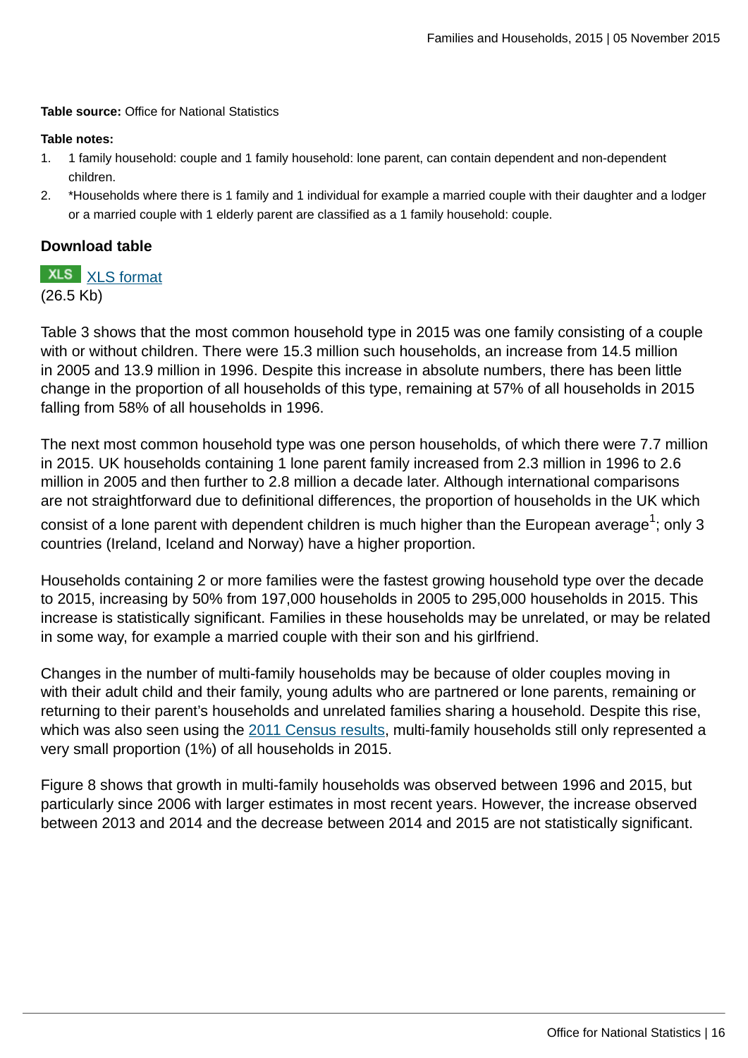**Table source:** Office for National Statistics

**Table notes:**

1. 1 family household: couple and 1 family household: lone parent, can contain dependent and non-dependent children.
2. *Households where there is 1 family and 1 individual for example a married couple with their daughter and a lodger or a married couple with 1 elderly parent are classified as a 1 family household: couple.

### Download table

XLS [XLS format](#)
(26.5 Kb)

Table 3 shows that the most common household type in 2015 was one family consisting of a couple with or without children. There were 15.3 million such households, an increase from 14.5 million in 2005 and 13.9 million in 1996. Despite this increase in absolute numbers, there has been little change in the proportion of all households of this type, remaining at 57% of all households in 2015 falling from 58% of all households in 1996.

The next most common household type was one person households, of which there were 7.7 million in 2015. UK households containing 1 lone parent family increased from 2.3 million in 1996 to 2.6 million in 2005 and then further to 2.8 million a decade later. Although international comparisons are not straightforward due to definitional differences, the proportion of households in the UK which consist of a lone parent with dependent children is much higher than the European average[1]; only 3 countries (Ireland, Iceland and Norway) have a higher proportion.

Households containing 2 or more families were the fastest growing household type over the decade to 2015, increasing by 50% from 197,000 households in 2005 to 295,000 households in 2015. This increase is statistically significant. Families in these households may be unrelated, or may be related in some way, for example a married couple with their son and his girlfriend.

Changes in the number of multi-family households may be because of older couples moving in with their adult child and their family, young adults who are partnered or lone parents, remaining or returning to their parent's households and unrelated families sharing a household. Despite this rise, which was also seen using the [2011 Census results](#), multi-family households still only represented a very small proportion (1%) of all households in 2015.

Figure 8 shows that growth in multi-family households was observed between 1996 and 2015, but particularly since 2006 with larger estimates in most recent years. However, the increase observed between 2013 and 2014 and the decrease between 2014 and 2015 are not statistically significant.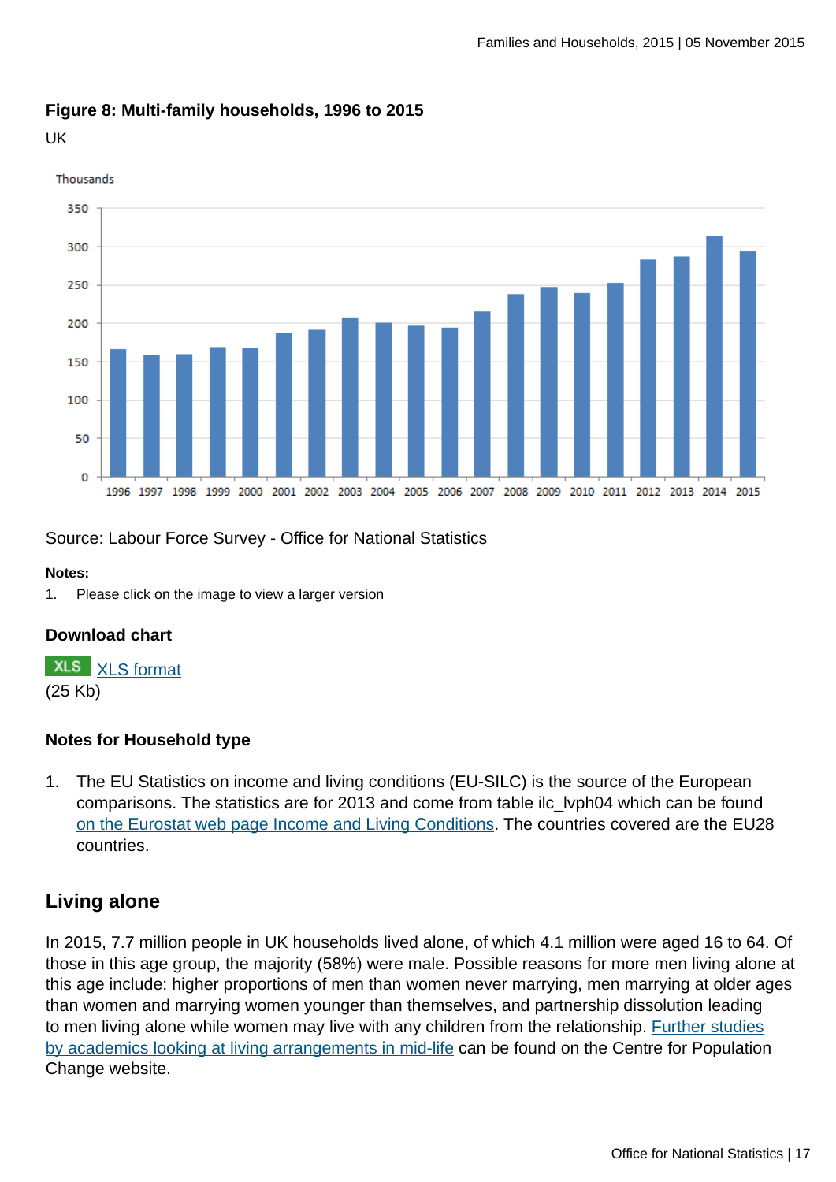### Figure 8: Multi-family households, 1996 to 2015

UK

Source: Labour Force Survey - Office for National Statistics

**Notes:**

1. Please click on the image to view a larger version

### Download chart

XLS [XLS format](#)
(25 Kb)

### Notes for Household type

1. The EU Statistics on income and living conditions (EU-SILC) is the source of the European comparisons. The statistics are for 2013 and come from table ilc_lvph04 which can be found [on the Eurostat web page Income and Living Conditions](#). The countries covered are the EU28 countries.

## Living alone

In 2015, 7.7 million people in UK households lived alone, of which 4.1 million were aged 16 to 64. Of those in this age group, the majority (58%) were male. Possible reasons for more men living alone at this age include: higher proportions of men than women never marrying, men marrying at older ages than women and marrying women younger than themselves, and partnership dissolution leading to men living alone while women may live with any children from the relationship. [Further studies by academics looking at living arrangements in mid-life](#) can be found on the Centre for Population Change website.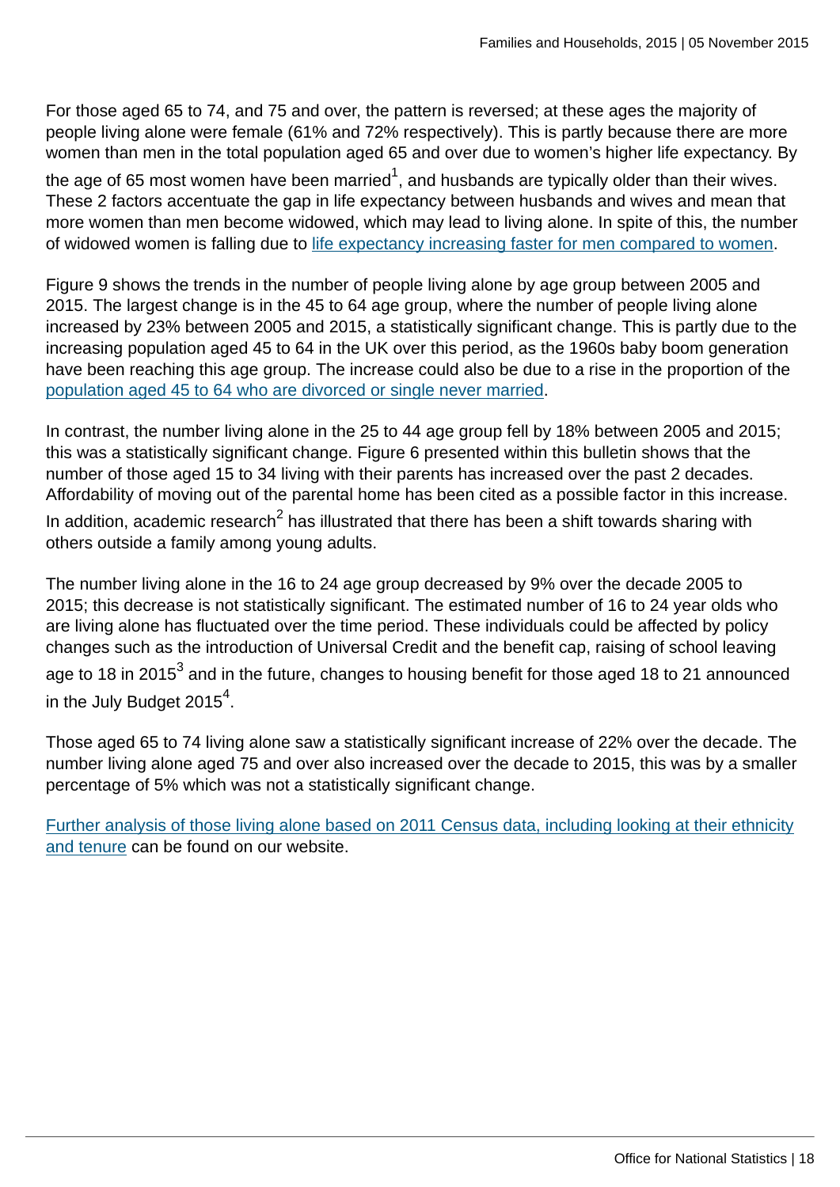For those aged 65 to 74, and 75 and over, the pattern is reversed; at these ages the majority of people living alone were female (61% and 72% respectively). This is partly because there are more women than men in the total population aged 65 and over due to women's higher life expectancy. By the age of 65 most women have been married[1], and husbands are typically older than their wives. These 2 factors accentuate the gap in life expectancy between husbands and wives and mean that more women than men become widowed, which may lead to living alone. In spite of this, the number of widowed women is falling due to life expectancy increasing faster for men compared to women.

Figure 9 shows the trends in the number of people living alone by age group between 2005 and 2015. The largest change is in the 45 to 64 age group, where the number of people living alone increased by 23% between 2005 and 2015, a statistically significant change. This is partly due to the increasing population aged 45 to 64 in the UK over this period, as the 1960s baby boom generation have been reaching this age group. The increase could also be due to a rise in the proportion of the population aged 45 to 64 who are divorced or single never married.

In contrast, the number living alone in the 25 to 44 age group fell by 18% between 2005 and 2015; this was a statistically significant change. Figure 6 presented within this bulletin shows that the number of those aged 15 to 34 living with their parents has increased over the past 2 decades. Affordability of moving out of the parental home has been cited as a possible factor in this increase. In addition, academic research[2] has illustrated that there has been a shift towards sharing with others outside a family among young adults.

The number living alone in the 16 to 24 age group decreased by 9% over the decade 2005 to 2015; this decrease is not statistically significant. The estimated number of 16 to 24 year olds who are living alone has fluctuated over the time period. These individuals could be affected by policy changes such as the introduction of Universal Credit and the benefit cap, raising of school leaving age to 18 in 2015[3] and in the future, changes to housing benefit for those aged 18 to 21 announced in the July Budget 2015[4].

Those aged 65 to 74 living alone saw a statistically significant increase of 22% over the decade. The number living alone aged 75 and over also increased over the decade to 2015, this was by a smaller percentage of 5% which was not a statistically significant change.

Further analysis of those living alone based on 2011 Census data, including looking at their ethnicity and tenure can be found on our website.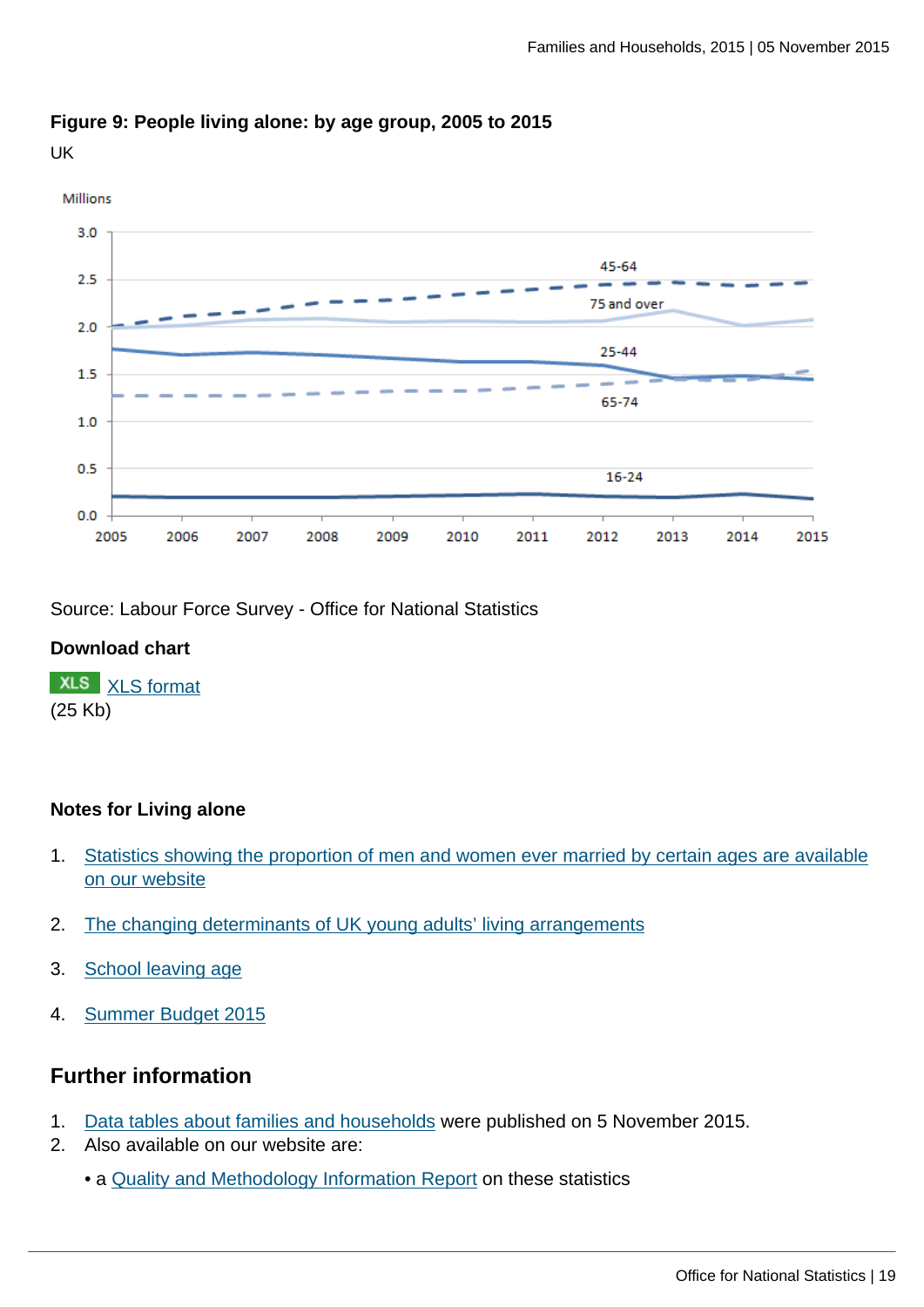### Figure 9: People living alone: by age group, 2005 to 2015

UK

Source: Labour Force Survey - Office for National Statistics

**Download chart**

XLS [XLS format](#)
(25 Kb)

**Notes for Living alone**

1. [Statistics showing the proportion of men and women ever married by certain ages are available on our website](#)

2. [The changing determinants of UK young adults' living arrangements](#)

3. [School leaving age](#)

4. [Summer Budget 2015](#)

## Further information

1. [Data tables about families and households](#) were published on 5 November 2015.
2. Also available on our website are:

   • a [Quality and Methodology Information Report](#) on these statistics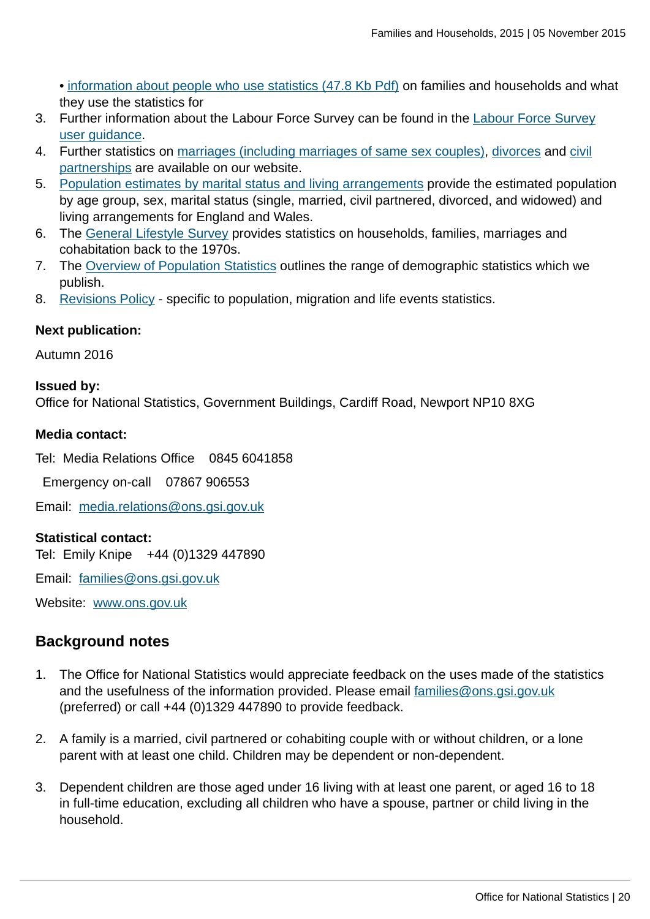• information about people who use statistics (47.8 Kb Pdf) on families and households and what they use the statistics for

3. Further information about the Labour Force Survey can be found in the Labour Force Survey user guidance.
4. Further statistics on marriages (including marriages of same sex couples), divorces and civil partnerships are available on our website.
5. Population estimates by marital status and living arrangements provide the estimated population by age group, sex, marital status (single, married, civil partnered, divorced, and widowed) and living arrangements for England and Wales.
6. The General Lifestyle Survey provides statistics on households, families, marriages and cohabitation back to the 1970s.
7. The Overview of Population Statistics outlines the range of demographic statistics which we publish.
8. Revisions Policy - specific to population, migration and life events statistics.

**Next publication:**

Autumn 2016

**Issued by:**
Office for National Statistics, Government Buildings, Cardiff Road, Newport NP10 8XG

**Media contact:**

Tel: Media Relations Office 0845 6041858

Emergency on-call 07867 906553

Email: media.relations@ons.gsi.gov.uk

**Statistical contact:**
Tel: Emily Knipe +44 (0)1329 447890

Email: families@ons.gsi.gov.uk

Website: www.ons.gov.uk

## Background notes

1. The Office for National Statistics would appreciate feedback on the uses made of the statistics and the usefulness of the information provided. Please email families@ons.gsi.gov.uk (preferred) or call +44 (0)1329 447890 to provide feedback.

2. A family is a married, civil partnered or cohabiting couple with or without children, or a lone parent with at least one child. Children may be dependent or non-dependent.

3. Dependent children are those aged under 16 living with at least one parent, or aged 16 to 18 in full-time education, excluding all children who have a spouse, partner or child living in the household.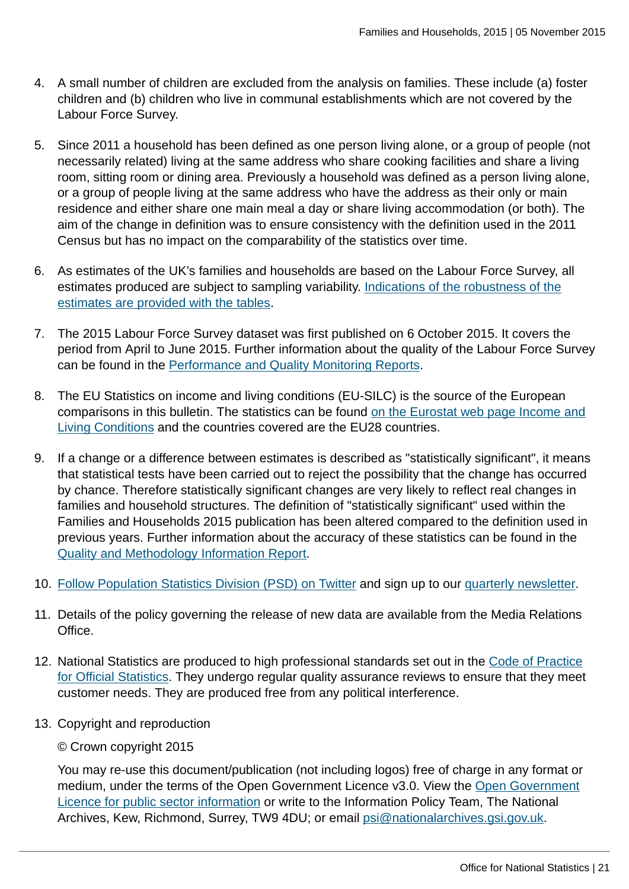4. A small number of children are excluded from the analysis on families. These include (a) foster children and (b) children who live in communal establishments which are not covered by the Labour Force Survey.

5. Since 2011 a household has been defined as one person living alone, or a group of people (not necessarily related) living at the same address who share cooking facilities and share a living room, sitting room or dining area. Previously a household was defined as a person living alone, or a group of people living at the same address who have the address as their only or main residence and either share one main meal a day or share living accommodation (or both). The aim of the change in definition was to ensure consistency with the definition used in the 2011 Census but has no impact on the comparability of the statistics over time.

6. As estimates of the UK's families and households are based on the Labour Force Survey, all estimates produced are subject to sampling variability. Indications of the robustness of the estimates are provided with the tables.

7. The 2015 Labour Force Survey dataset was first published on 6 October 2015. It covers the period from April to June 2015. Further information about the quality of the Labour Force Survey can be found in the Performance and Quality Monitoring Reports.

8. The EU Statistics on income and living conditions (EU-SILC) is the source of the European comparisons in this bulletin. The statistics can be found on the Eurostat web page Income and Living Conditions and the countries covered are the EU28 countries.

9. If a change or a difference between estimates is described as "statistically significant", it means that statistical tests have been carried out to reject the possibility that the change has occurred by chance. Therefore statistically significant changes are very likely to reflect real changes in families and household structures. The definition of "statistically significant" used within the Families and Households 2015 publication has been altered compared to the definition used in previous years. Further information about the accuracy of these statistics can be found in the Quality and Methodology Information Report.

10. Follow Population Statistics Division (PSD) on Twitter and sign up to our quarterly newsletter.

11. Details of the policy governing the release of new data are available from the Media Relations Office.

12. National Statistics are produced to high professional standards set out in the Code of Practice for Official Statistics. They undergo regular quality assurance reviews to ensure that they meet customer needs. They are produced free from any political interference.

13. Copyright and reproduction

    © Crown copyright 2015

    You may re-use this document/publication (not including logos) free of charge in any format or medium, under the terms of the Open Government Licence v3.0. View the Open Government Licence for public sector information or write to the Information Policy Team, The National Archives, Kew, Richmond, Surrey, TW9 4DU; or email psi@nationalarchives.gsi.gov.uk.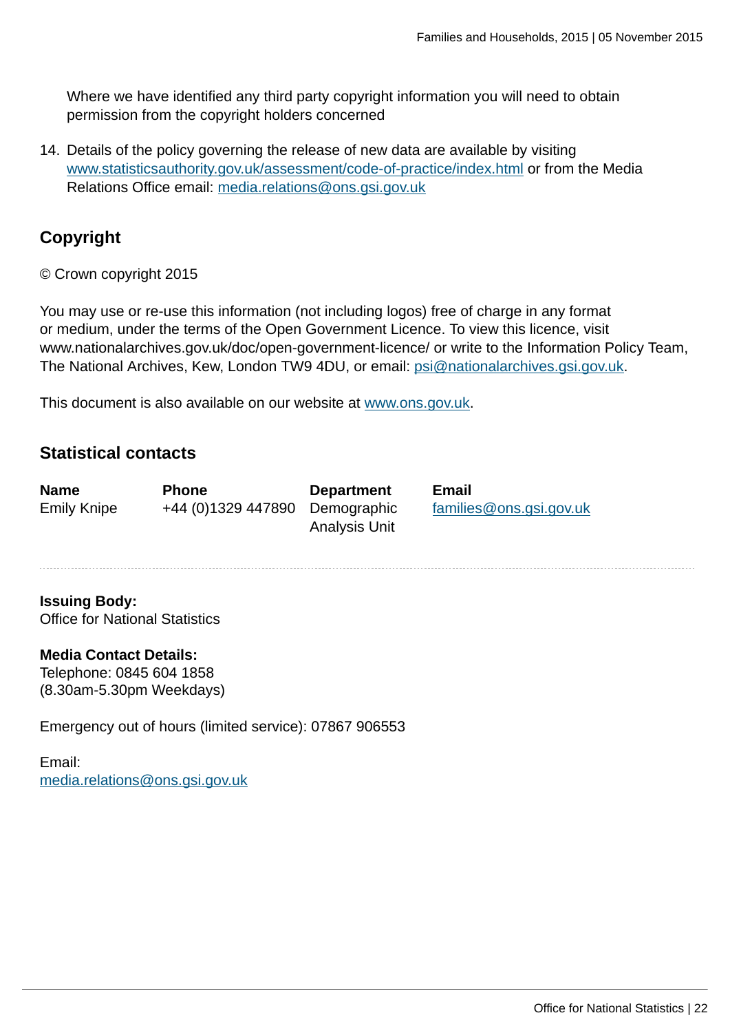Where we have identified any third party copyright information you will need to obtain permission from the copyright holders concerned

14. Details of the policy governing the release of new data are available by visiting www.statisticsauthority.gov.uk/assessment/code-of-practice/index.html or from the Media Relations Office email: media.relations@ons.gsi.gov.uk

## Copyright

© Crown copyright 2015

You may use or re-use this information (not including logos) free of charge in any format or medium, under the terms of the Open Government Licence. To view this licence, visit www.nationalarchives.gov.uk/doc/open-government-licence/ or write to the Information Policy Team, The National Archives, Kew, London TW9 4DU, or email: psi@nationalarchives.gsi.gov.uk.

This document is also available on our website at www.ons.gov.uk.

## Statistical contacts

| Name | Phone | Department | Email |
|---|---|---|---|
| Emily Knipe | +44 (0)1329 447890 | Demographic Analysis Unit | families@ons.gsi.gov.uk |

**Issuing Body:**
Office for National Statistics

**Media Contact Details:**
Telephone: 0845 604 1858
(8.30am-5.30pm Weekdays)

Emergency out of hours (limited service): 07867 906553

Email:
media.relations@ons.gsi.gov.uk